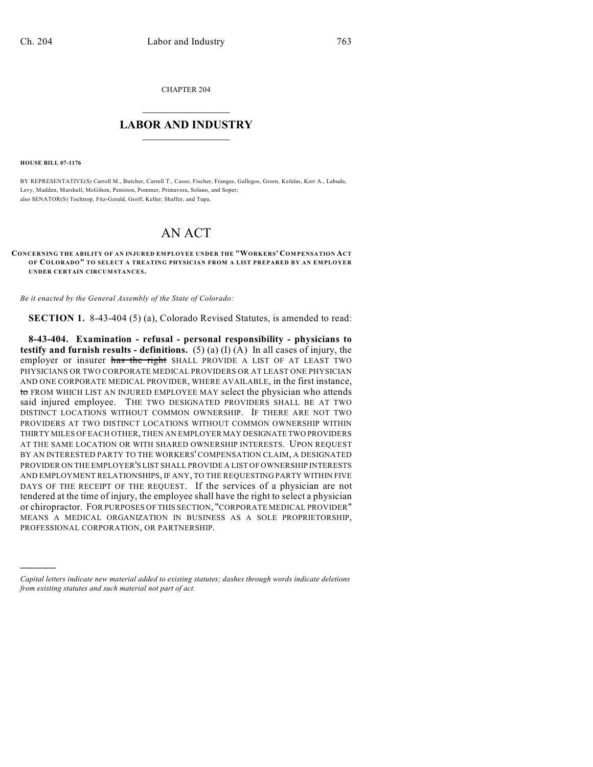CHAPTER 204

# LABOR AND INDUSTRY

**HOUSE BILL 07-1176**

BY REPRESENTATIVE(S) Carroll M., Butcher, Carroll T., Casso, Fischer, Frangas, Gallegos, Green, Kefalas, Kerr A., Labuda, Levy, Madden, Marshall, McGihon, Peniston, Pommer, Primavera, Solano, and Soper;
also SENATOR(S) Tochtrop, Fitz-Gerald, Groff, Keller, Shaffer, and Tupa.

# AN ACT

**CONCERNING THE ABILITY OF AN INJURED EMPLOYEE UNDER THE "WORKERS' COMPENSATION ACT OF COLORADO" TO SELECT A TREATING PHYSICIAN FROM A LIST PREPARED BY AN EMPLOYER UNDER CERTAIN CIRCUMSTANCES.**

*Be it enacted by the General Assembly of the State of Colorado:*

**SECTION 1.** 8-43-404 (5) (a), Colorado Revised Statutes, is amended to read:

**8-43-404. Examination - refusal - personal responsibility - physicians to testify and furnish results - definitions.** (5) (a) (I) (A) In all cases of injury, the employer or insurer ~~has the right~~ SHALL PROVIDE A LIST OF AT LEAST TWO PHYSICIANS OR TWO CORPORATE MEDICAL PROVIDERS OR AT LEAST ONE PHYSICIAN AND ONE CORPORATE MEDICAL PROVIDER, WHERE AVAILABLE, in the first instance, ~~to~~ FROM WHICH LIST AN INJURED EMPLOYEE MAY select the physician who attends said injured employee. THE TWO DESIGNATED PROVIDERS SHALL BE AT TWO DISTINCT LOCATIONS WITHOUT COMMON OWNERSHIP. IF THERE ARE NOT TWO PROVIDERS AT TWO DISTINCT LOCATIONS WITHOUT COMMON OWNERSHIP WITHIN THIRTY MILES OF EACH OTHER, THEN AN EMPLOYER MAY DESIGNATE TWO PROVIDERS AT THE SAME LOCATION OR WITH SHARED OWNERSHIP INTERESTS. UPON REQUEST BY AN INTERESTED PARTY TO THE WORKERS' COMPENSATION CLAIM, A DESIGNATED PROVIDER ON THE EMPLOYER'S LIST SHALL PROVIDE A LIST OF OWNERSHIP INTERESTS AND EMPLOYMENT RELATIONSHIPS, IF ANY, TO THE REQUESTING PARTY WITHIN FIVE DAYS OF THE RECEIPT OF THE REQUEST. If the services of a physician are not tendered at the time of injury, the employee shall have the right to select a physician or chiropractor. FOR PURPOSES OF THIS SECTION, "CORPORATE MEDICAL PROVIDER" MEANS A MEDICAL ORGANIZATION IN BUSINESS AS A SOLE PROPRIETORSHIP, PROFESSIONAL CORPORATION, OR PARTNERSHIP.

---

*Capital letters indicate new material added to existing statutes; dashes through words indicate deletions from existing statutes and such material not part of act.*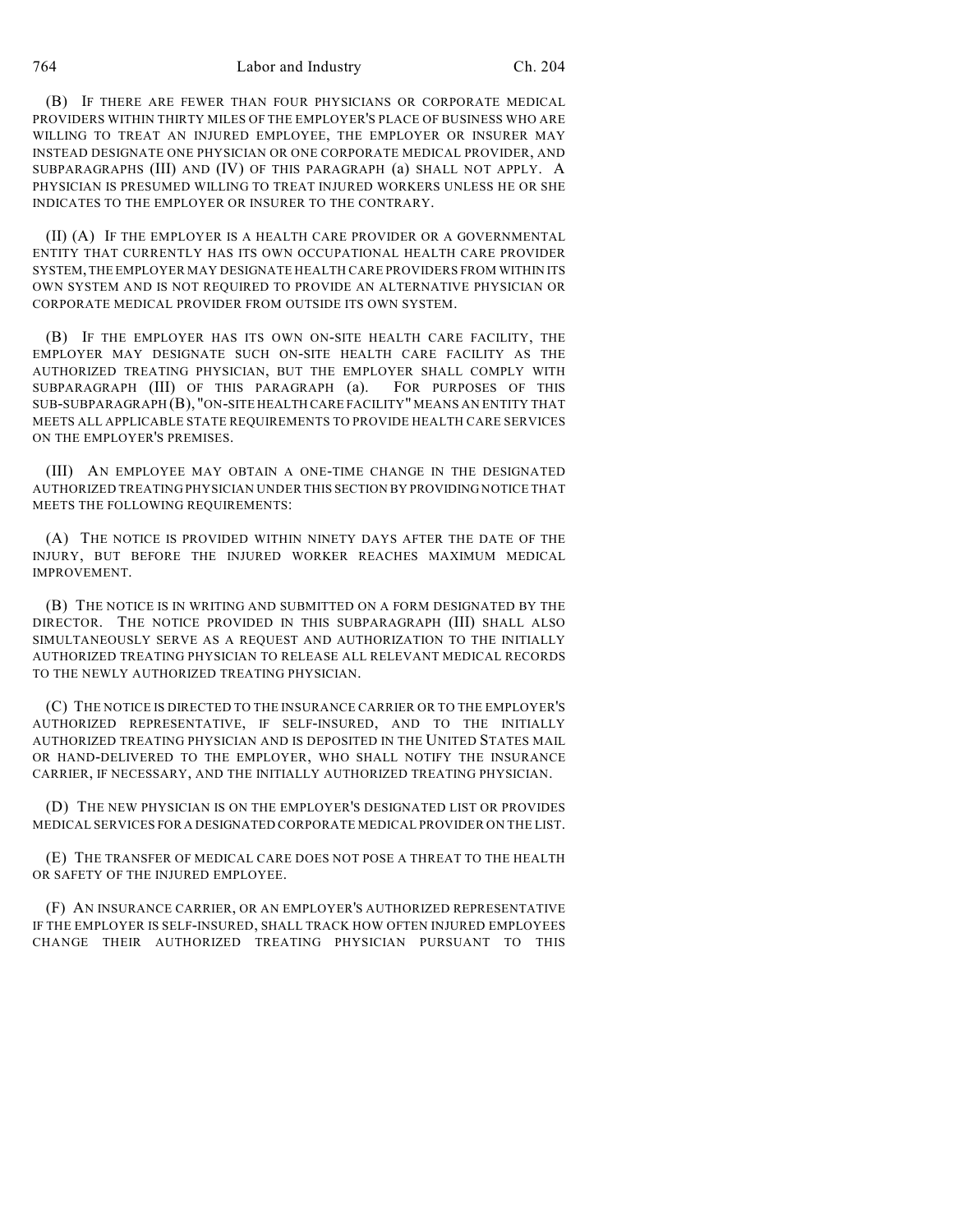(B) IF THERE ARE FEWER THAN FOUR PHYSICIANS OR CORPORATE MEDICAL PROVIDERS WITHIN THIRTY MILES OF THE EMPLOYER'S PLACE OF BUSINESS WHO ARE WILLING TO TREAT AN INJURED EMPLOYEE, THE EMPLOYER OR INSURER MAY INSTEAD DESIGNATE ONE PHYSICIAN OR ONE CORPORATE MEDICAL PROVIDER, AND SUBPARAGRAPHS (III) AND (IV) OF THIS PARAGRAPH (a) SHALL NOT APPLY. A PHYSICIAN IS PRESUMED WILLING TO TREAT INJURED WORKERS UNLESS HE OR SHE INDICATES TO THE EMPLOYER OR INSURER TO THE CONTRARY.

(II) (A) IF THE EMPLOYER IS A HEALTH CARE PROVIDER OR A GOVERNMENTAL ENTITY THAT CURRENTLY HAS ITS OWN OCCUPATIONAL HEALTH CARE PROVIDER SYSTEM, THE EMPLOYER MAY DESIGNATE HEALTH CARE PROVIDERS FROM WITHIN ITS OWN SYSTEM AND IS NOT REQUIRED TO PROVIDE AN ALTERNATIVE PHYSICIAN OR CORPORATE MEDICAL PROVIDER FROM OUTSIDE ITS OWN SYSTEM.

(B) IF THE EMPLOYER HAS ITS OWN ON-SITE HEALTH CARE FACILITY, THE EMPLOYER MAY DESIGNATE SUCH ON-SITE HEALTH CARE FACILITY AS THE AUTHORIZED TREATING PHYSICIAN, BUT THE EMPLOYER SHALL COMPLY WITH SUBPARAGRAPH (III) OF THIS PARAGRAPH (a). FOR PURPOSES OF THIS SUB-SUBPARAGRAPH (B), "ON-SITE HEALTH CARE FACILITY" MEANS AN ENTITY THAT MEETS ALL APPLICABLE STATE REQUIREMENTS TO PROVIDE HEALTH CARE SERVICES ON THE EMPLOYER'S PREMISES.

(III) AN EMPLOYEE MAY OBTAIN A ONE-TIME CHANGE IN THE DESIGNATED AUTHORIZED TREATING PHYSICIAN UNDER THIS SECTION BY PROVIDING NOTICE THAT MEETS THE FOLLOWING REQUIREMENTS:

(A) THE NOTICE IS PROVIDED WITHIN NINETY DAYS AFTER THE DATE OF THE INJURY, BUT BEFORE THE INJURED WORKER REACHES MAXIMUM MEDICAL IMPROVEMENT.

(B) THE NOTICE IS IN WRITING AND SUBMITTED ON A FORM DESIGNATED BY THE DIRECTOR. THE NOTICE PROVIDED IN THIS SUBPARAGRAPH (III) SHALL ALSO SIMULTANEOUSLY SERVE AS A REQUEST AND AUTHORIZATION TO THE INITIALLY AUTHORIZED TREATING PHYSICIAN TO RELEASE ALL RELEVANT MEDICAL RECORDS TO THE NEWLY AUTHORIZED TREATING PHYSICIAN.

(C) THE NOTICE IS DIRECTED TO THE INSURANCE CARRIER OR TO THE EMPLOYER'S AUTHORIZED REPRESENTATIVE, IF SELF-INSURED, AND TO THE INITIALLY AUTHORIZED TREATING PHYSICIAN AND IS DEPOSITED IN THE UNITED STATES MAIL OR HAND-DELIVERED TO THE EMPLOYER, WHO SHALL NOTIFY THE INSURANCE CARRIER, IF NECESSARY, AND THE INITIALLY AUTHORIZED TREATING PHYSICIAN.

(D) THE NEW PHYSICIAN IS ON THE EMPLOYER'S DESIGNATED LIST OR PROVIDES MEDICAL SERVICES FOR A DESIGNATED CORPORATE MEDICAL PROVIDER ON THE LIST.

(E) THE TRANSFER OF MEDICAL CARE DOES NOT POSE A THREAT TO THE HEALTH OR SAFETY OF THE INJURED EMPLOYEE.

(F) AN INSURANCE CARRIER, OR AN EMPLOYER'S AUTHORIZED REPRESENTATIVE IF THE EMPLOYER IS SELF-INSURED, SHALL TRACK HOW OFTEN INJURED EMPLOYEES CHANGE THEIR AUTHORIZED TREATING PHYSICIAN PURSUANT TO THIS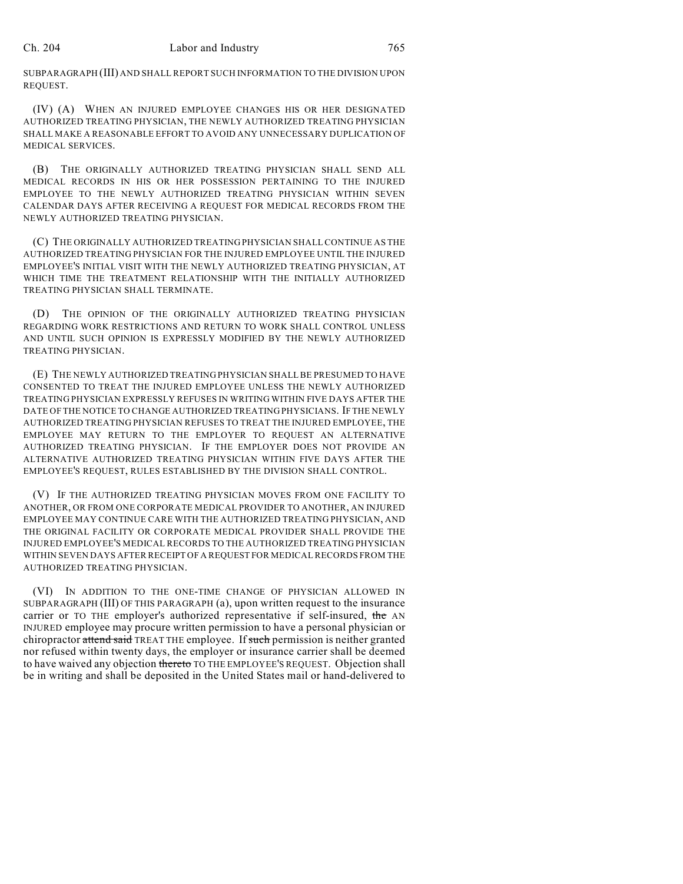SUBPARAGRAPH (III) AND SHALL REPORT SUCH INFORMATION TO THE DIVISION UPON REQUEST.

(IV) (A) WHEN AN INJURED EMPLOYEE CHANGES HIS OR HER DESIGNATED AUTHORIZED TREATING PHYSICIAN, THE NEWLY AUTHORIZED TREATING PHYSICIAN SHALL MAKE A REASONABLE EFFORT TO AVOID ANY UNNECESSARY DUPLICATION OF MEDICAL SERVICES.

(B) THE ORIGINALLY AUTHORIZED TREATING PHYSICIAN SHALL SEND ALL MEDICAL RECORDS IN HIS OR HER POSSESSION PERTAINING TO THE INJURED EMPLOYEE TO THE NEWLY AUTHORIZED TREATING PHYSICIAN WITHIN SEVEN CALENDAR DAYS AFTER RECEIVING A REQUEST FOR MEDICAL RECORDS FROM THE NEWLY AUTHORIZED TREATING PHYSICIAN.

(C) THE ORIGINALLY AUTHORIZED TREATING PHYSICIAN SHALL CONTINUE AS THE AUTHORIZED TREATING PHYSICIAN FOR THE INJURED EMPLOYEE UNTIL THE INJURED EMPLOYEE'S INITIAL VISIT WITH THE NEWLY AUTHORIZED TREATING PHYSICIAN, AT WHICH TIME THE TREATMENT RELATIONSHIP WITH THE INITIALLY AUTHORIZED TREATING PHYSICIAN SHALL TERMINATE.

(D) THE OPINION OF THE ORIGINALLY AUTHORIZED TREATING PHYSICIAN REGARDING WORK RESTRICTIONS AND RETURN TO WORK SHALL CONTROL UNLESS AND UNTIL SUCH OPINION IS EXPRESSLY MODIFIED BY THE NEWLY AUTHORIZED TREATING PHYSICIAN.

(E) THE NEWLY AUTHORIZED TREATING PHYSICIAN SHALL BE PRESUMED TO HAVE CONSENTED TO TREAT THE INJURED EMPLOYEE UNLESS THE NEWLY AUTHORIZED TREATING PHYSICIAN EXPRESSLY REFUSES IN WRITING WITHIN FIVE DAYS AFTER THE DATE OF THE NOTICE TO CHANGE AUTHORIZED TREATING PHYSICIANS. IF THE NEWLY AUTHORIZED TREATING PHYSICIAN REFUSES TO TREAT THE INJURED EMPLOYEE, THE EMPLOYEE MAY RETURN TO THE EMPLOYER TO REQUEST AN ALTERNATIVE AUTHORIZED TREATING PHYSICIAN. IF THE EMPLOYER DOES NOT PROVIDE AN ALTERNATIVE AUTHORIZED TREATING PHYSICIAN WITHIN FIVE DAYS AFTER THE EMPLOYEE'S REQUEST, RULES ESTABLISHED BY THE DIVISION SHALL CONTROL.

(V) IF THE AUTHORIZED TREATING PHYSICIAN MOVES FROM ONE FACILITY TO ANOTHER, OR FROM ONE CORPORATE MEDICAL PROVIDER TO ANOTHER, AN INJURED EMPLOYEE MAY CONTINUE CARE WITH THE AUTHORIZED TREATING PHYSICIAN, AND THE ORIGINAL FACILITY OR CORPORATE MEDICAL PROVIDER SHALL PROVIDE THE INJURED EMPLOYEE'S MEDICAL RECORDS TO THE AUTHORIZED TREATING PHYSICIAN WITHIN SEVEN DAYS AFTER RECEIPT OF A REQUEST FOR MEDICAL RECORDS FROM THE AUTHORIZED TREATING PHYSICIAN.

(VI) IN ADDITION TO THE ONE-TIME CHANGE OF PHYSICIAN ALLOWED IN SUBPARAGRAPH (III) OF THIS PARAGRAPH (a), upon written request to the insurance carrier or TO THE employer's authorized representative if self-insured, ~~the~~ AN INJURED employee may procure written permission to have a personal physician or chiropractor ~~attend said~~ TREAT THE employee. If ~~such~~ permission is neither granted nor refused within twenty days, the employer or insurance carrier shall be deemed to have waived any objection ~~thereto~~ TO THE EMPLOYEE'S REQUEST. Objection shall be in writing and shall be deposited in the United States mail or hand-delivered to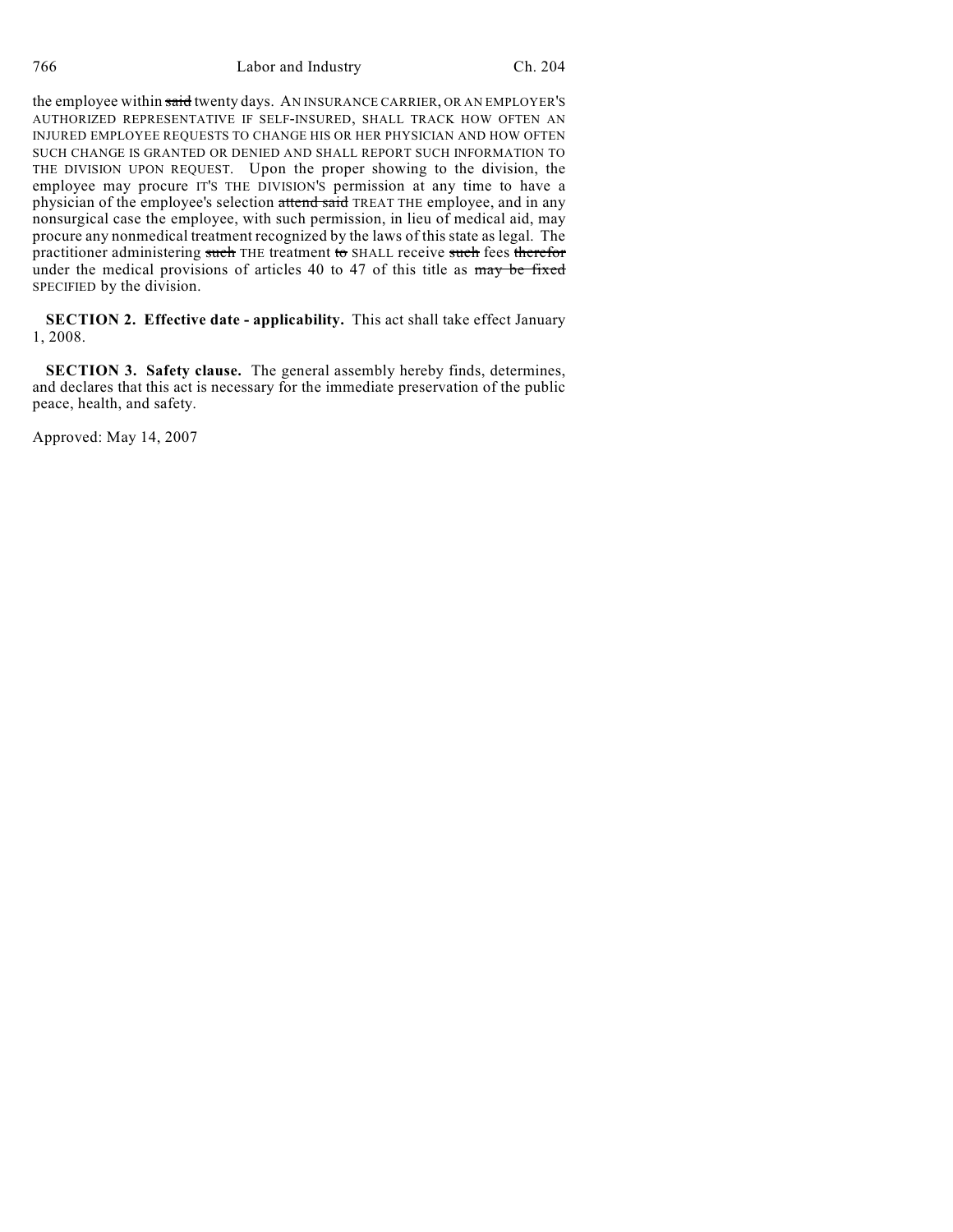the employee within ~~said~~ twenty days. AN INSURANCE CARRIER, OR AN EMPLOYER'S AUTHORIZED REPRESENTATIVE IF SELF-INSURED, SHALL TRACK HOW OFTEN AN INJURED EMPLOYEE REQUESTS TO CHANGE HIS OR HER PHYSICIAN AND HOW OFTEN SUCH CHANGE IS GRANTED OR DENIED AND SHALL REPORT SUCH INFORMATION TO THE DIVISION UPON REQUEST. Upon the proper showing to the division, the employee may procure IT'S THE DIVISION'S permission at any time to have a physician of the employee's selection ~~attend said~~ TREAT THE employee, and in any nonsurgical case the employee, with such permission, in lieu of medical aid, may procure any nonmedical treatment recognized by the laws of this state as legal. The practitioner administering ~~such~~ THE treatment ~~to~~ SHALL receive ~~such~~ fees ~~therefor~~ under the medical provisions of articles 40 to 47 of this title as ~~may be fixed~~ SPECIFIED by the division.

**SECTION 2. Effective date - applicability.** This act shall take effect January 1, 2008.

**SECTION 3. Safety clause.** The general assembly hereby finds, determines, and declares that this act is necessary for the immediate preservation of the public peace, health, and safety.

Approved: May 14, 2007